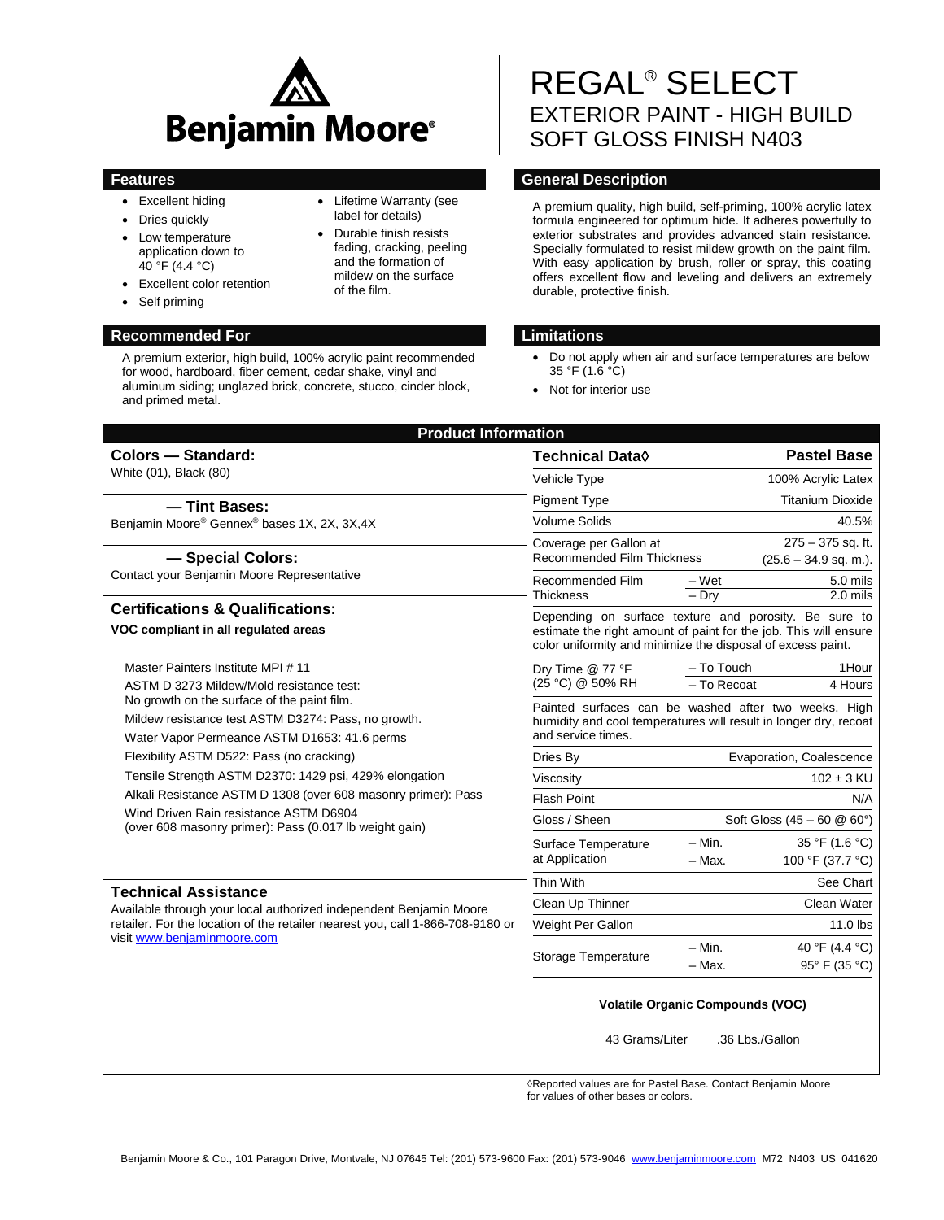# Benjamin Moore®

# REGAL® SELECT
## EXTERIOR PAINT - HIGH BUILD SOFT GLOSS FINISH N403

## Features

- Excellent hiding
- Dries quickly
- Low temperature application down to 40 °F (4.4 °C)
- Excellent color retention
- Self priming
- Lifetime Warranty (see label for details)
- Durable finish resists fading, cracking, peeling and the formation of mildew on the surface of the film.

## General Description

A premium quality, high build, self-priming, 100% acrylic latex formula engineered for optimum hide. It adheres powerfully to exterior substrates and provides advanced stain resistance. Specially formulated to resist mildew growth on the paint film. With easy application by brush, roller or spray, this coating offers excellent flow and leveling and delivers an extremely durable, protective finish.

## Recommended For

A premium exterior, high build, 100% acrylic paint recommended for wood, hardboard, fiber cement, cedar shake, vinyl and aluminum siding; unglazed brick, concrete, stucco, cinder block, and primed metal.

## Limitations

- Do not apply when air and surface temperatures are below 35 °F (1.6 °C)
- Not for interior use

## Product Information

### Colors — Standard:
White (01), Black (80)

### — Tint Bases:
Benjamin Moore® Gennex® bases 1X, 2X, 3X,4X

### — Special Colors:
Contact your Benjamin Moore Representative

### Certifications & Qualifications:
**VOC compliant in all regulated areas**

Master Painters Institute MPI # 11

ASTM D 3273 Mildew/Mold resistance test: No growth on the surface of the paint film.

Mildew resistance test ASTM D3274: Pass, no growth.

Water Vapor Permeance ASTM D1653: 41.6 perms

Flexibility ASTM D522: Pass (no cracking)

Tensile Strength ASTM D2370: 1429 psi, 429% elongation

Alkali Resistance ASTM D 1308 (over 608 masonry primer): Pass

Wind Driven Rain resistance ASTM D6904 (over 608 masonry primer): Pass (0.017 lb weight gain)

### Technical Assistance
Available through your local authorized independent Benjamin Moore retailer. For the location of the retailer nearest you, call 1-866-708-9180 or visit www.benjaminmoore.com

| Technical Data◊ | | Pastel Base |
|---|---|---|
| Vehicle Type | | 100% Acrylic Latex |
| Pigment Type | | Titanium Dioxide |
| Volume Solids | | 40.5% |
| Coverage per Gallon at Recommended Film Thickness | | 275 – 375 sq. ft. (25.6 – 34.9 sq. m.). |
| Recommended Film Thickness | – Wet | 5.0 mils |
| | – Dry | 2.0 mils |
| Depending on surface texture and porosity. Be sure to estimate the right amount of paint for the job. This will ensure color uniformity and minimize the disposal of excess paint. | | |
| Dry Time @ 77 °F (25 °C) @ 50% RH | – To Touch | 1Hour |
| | – To Recoat | 4 Hours |
| Painted surfaces can be washed after two weeks. High humidity and cool temperatures will result in longer dry, recoat and service times. | | |
| Dries By | | Evaporation, Coalescence |
| Viscosity | | 102 ± 3 KU |
| Flash Point | | N/A |
| Gloss / Sheen | | Soft Gloss (45 – 60 @ 60°) |
| Surface Temperature at Application | – Min. | 35 °F (1.6 °C) |
| | – Max. | 100 °F (37.7 °C) |
| Thin With | | See Chart |
| Clean Up Thinner | | Clean Water |
| Weight Per Gallon | | 11.0 lbs |
| Storage Temperature | – Min. | 40 °F (4.4 °C) |
| | – Max. | 95° F (35 °C) |

**Volatile Organic Compounds (VOC)**

43 Grams/Liter .36 Lbs./Gallon

◊Reported values are for Pastel Base. Contact Benjamin Moore for values of other bases or colors.

Benjamin Moore & Co., 101 Paragon Drive, Montvale, NJ 07645 Tel: (201) 573-9600 Fax: (201) 573-9046 www.benjaminmoore.com M72 N403 US 041620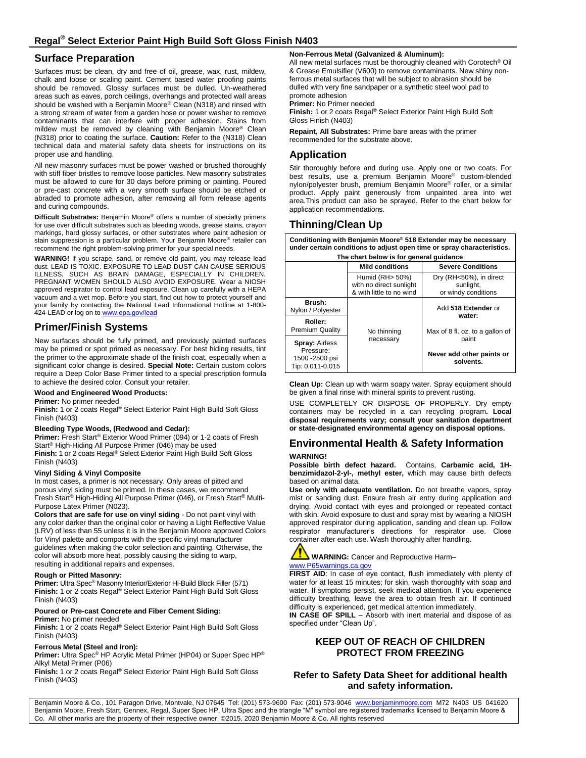## Regal® Select Exterior Paint High Build Soft Gloss Finish N403

## Surface Preparation

Surfaces must be clean, dry and free of oil, grease, wax, rust, mildew, chalk and loose or scaling paint. Cement based water proofing paints should be removed. Glossy surfaces must be dulled. Un-weathered areas such as eaves, porch ceilings, overhangs and protected wall areas should be washed with a Benjamin Moore® Clean (N318) and rinsed with a strong stream of water from a garden hose or power washer to remove contaminants that can interfere with proper adhesion. Stains from mildew must be removed by cleaning with Benjamin Moore® Clean (N318) prior to coating the surface. **Caution:** Refer to the (N318) Clean technical data and material safety data sheets for instructions on its proper use and handling.

All new masonry surfaces must be power washed or brushed thoroughly with stiff fiber bristles to remove loose particles. New masonry substrates must be allowed to cure for 30 days before priming or painting. Poured or pre-cast concrete with a very smooth surface should be etched or abraded to promote adhesion, after removing all form release agents and curing compounds.

**Difficult Substrates:** Benjamin Moore® offers a number of specialty primers for use over difficult substrates such as bleeding woods, grease stains, crayon markings, hard glossy surfaces, or other substrates where paint adhesion or stain suppression is a particular problem. Your Benjamin Moore® retailer can recommend the right problem-solving primer for your special needs.

**WARNING!** If you scrape, sand, or remove old paint, you may release lead dust. LEAD IS TOXIC. EXPOSURE TO LEAD DUST CAN CAUSE SERIOUS ILLNESS, SUCH AS BRAIN DAMAGE, ESPECIALLY IN CHILDREN. PREGNANT WOMEN SHOULD ALSO AVOID EXPOSURE. Wear a NIOSH approved respirator to control lead exposure. Clean up carefully with a HEPA vacuum and a wet mop. Before you start, find out how to protect yourself and your family by contacting the National Lead Informational Hotline at 1-800-424-LEAD or log on to www.epa.gov/lead

## Primer/Finish Systems

New surfaces should be fully primed, and previously painted surfaces may be primed or spot primed as necessary. For best hiding results, tint the primer to the approximate shade of the finish coat, especially when a significant color change is desired. **Special Note:** Certain custom colors require a Deep Color Base Primer tinted to a special prescription formula to achieve the desired color. Consult your retailer.

**Wood and Engineered Wood Products:**
**Primer:** No primer needed
**Finish:** 1 or 2 coats Regal® Select Exterior Paint High Build Soft Gloss Finish (N403)

**Bleeding Type Woods, (Redwood and Cedar):**
**Primer:** Fresh Start® Exterior Wood Primer (094) or 1-2 coats of Fresh Start® High-Hiding All Purpose Primer (046) may be used
**Finish:** 1 or 2 coats Regal® Select Exterior Paint High Build Soft Gloss Finish (N403)

**Vinyl Siding & Vinyl Composite**
In most cases, a primer is not necessary. Only areas of pitted and porous vinyl siding must be primed. In these cases, we recommend Fresh Start® High-Hiding All Purpose Primer (046), or Fresh Start® Multi-Purpose Latex Primer (N023).

**Colors that are safe for use on vinyl siding** - Do not paint vinyl with any color darker than the original color or having a Light Reflective Value (LRV) of less than 55 unless it is in the Benjamin Moore approved Colors for Vinyl palette and comports with the specific vinyl manufacturer guidelines when making the color selection and painting. Otherwise, the color will absorb more heat, possibly causing the siding to warp, resulting in additional repairs and expenses.

**Rough or Pitted Masonry:**
**Primer:** Ultra Spec® Masonry Interior/Exterior Hi-Build Block Filler (571)
**Finish:** 1 or 2 coats Regal® Select Exterior Paint High Build Soft Gloss Finish (N403)

**Poured or Pre-cast Concrete and Fiber Cement Siding:**
**Primer:** No primer needed
**Finish:** 1 or 2 coats Regal® Select Exterior Paint High Build Soft Gloss Finish (N403)

**Ferrous Metal (Steel and Iron):**
**Primer:** Ultra Spec® HP Acrylic Metal Primer (HP04) or Super Spec HP® Alkyl Metal Primer (P06)
**Finish:** 1 or 2 coats Regal® Select Exterior Paint High Build Soft Gloss Finish (N403)

**Non-Ferrous Metal (Galvanized & Aluminum):**
All new metal surfaces must be thoroughly cleaned with Corotech® Oil & Grease Emulsifier (V600) to remove contaminants. New shiny non-ferrous metal surfaces that will be subject to abrasion should be dulled with very fine sandpaper or a synthetic steel wool pad to promote adhesion
**Primer:** No Primer needed
**Finish:** 1 or 2 coats Regal® Select Exterior Paint High Build Soft Gloss Finish (N403)

**Repaint, All Substrates:** Prime bare areas with the primer recommended for the substrate above.

## Application

Stir thoroughly before and during use. Apply one or two coats. For best results, use a premium Benjamin Moore® custom-blended nylon/polyester brush, premium Benjamin Moore® roller, or a similar product. Apply paint generously from unpainted area into wet area.This product can also be sprayed. Refer to the chart below for application recommendations.

## Thinning/Clean Up

**Conditioning with Benjamin Moore® 518 Extender may be necessary under certain conditions to adjust open time or spray characteristics.**
**The chart below is for general guidance**

| | Mild conditions | Severe Conditions |
|---|---|---|
| | Humid (RH> 50%) with no direct sunlight & with little to no wind | Dry (RH<50%), in direct sunlight, or windy conditions |
| **Brush:** Nylon / Polyester | No thinning necessary | Add **518 Extender** or **water:** |
| **Roller:** Premium Quality | | Max of 8 fl. oz. to a gallon of paint |
| **Spray:** Airless Pressure: 1500 -2500 psi Tip: 0.011-0.015 | | **Never add other paints or solvents.** |

**Clean Up:** Clean up with warm soapy water. Spray equipment should be given a final rinse with mineral spirits to prevent rusting.

USE COMPLETELY OR DISPOSE OF PROPERLY. Dry empty containers may be recycled in a can recycling program**. Local disposal requirements vary; consult your sanitation department or state-designated environmental agency on disposal options.**

## Environmental Health & Safety Information

**WARNING!**
**Possible birth defect hazard.** Contains, **Carbamic acid, 1H-benzimidazol-2-yl-, methyl ester,** which may cause birth defects based on animal data.
**Use only with adequate ventilation.** Do not breathe vapors, spray mist or sanding dust. Ensure fresh air entry during application and drying. Avoid contact with eyes and prolonged or repeated contact with skin. Avoid exposure to dust and spray mist by wearing a NIOSH approved respirator during application, sanding and clean up. Follow respirator manufacturer's directions for respirator use. Close container after each use. Wash thoroughly after handling.

**WARNING:** Cancer and Reproductive Harm– www.P65warnings.ca.gov

**FIRST AID**: In case of eye contact, flush immediately with plenty of water for at least 15 minutes; for skin, wash thoroughly with soap and water. If symptoms persist, seek medical attention. If you experience difficulty breathing, leave the area to obtain fresh air. If continued difficulty is experienced, get medical attention immediately.
**IN CASE OF SPILL** – Absorb with inert material and dispose of as specified under "Clean Up".

**KEEP OUT OF REACH OF CHILDREN**
**PROTECT FROM FREEZING**

**Refer to Safety Data Sheet for additional health and safety information.**

Benjamin Moore & Co., 101 Paragon Drive, Montvale, NJ 07645 Tel: (201) 573-9600 Fax: (201) 573-9046 www.benjaminmoore.com M72 N403 US 041620
Benjamin Moore, Fresh Start, Gennex, Regal, Super Spec HP, Ultra Spec and the triangle "M" symbol are registered trademarks licensed to Benjamin Moore & Co. All other marks are the property of their respective owner. ©2015, 2020 Benjamin Moore & Co. All rights reserved